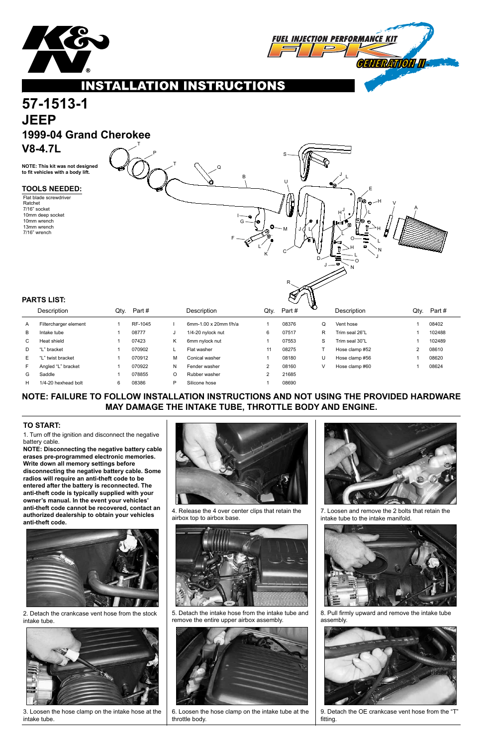# INSTALLATION INSTRUCTIONS

FUEL INJECTION PERFORMANCE KIT FIPK GENERATION II

# 57-1513-1

## JEEP

## 1999-04 Grand Cherokee

## V8-4.7L

**NOTE: This kit was not designed to fit vehicles with a body lift.**

### TOOLS NEEDED:

Flat blade screwdriver
Ratchet
7/16" socket
10mm deep socket
10mm wrench
13mm wrench
7/16" wrench

### PARTS LIST:

| | Description | Qty. | Part # | | Description | Qty. | Part # | | Description | Qty. | Part # |
|---|---|---|---|---|---|---|---|---|---|---|---|
| A | Filtercharger element | 1 | RF-1045 | I | 6mm-1.00 x 20mm f/h/a | 1 | 08376 | Q | Vent hose | 1 | 08402 |
| B | Intake tube | 1 | 08777 | J | 1/4-20 nylock nut | 6 | 07517 | R | Trim seal 26"L | 1 | 102488 |
| C | Heat shield | 1 | 07423 | K | 6mm nylock nut | 1 | 07553 | S | Trim seal 30"L | 1 | 102489 |
| D | "L" bracket | 1 | 070902 | L | Flat washer | 11 | 08275 | T | Hose clamp #52 | 2 | 08610 |
| E | "L" twist bracket | 1 | 070912 | M | Conical washer | 1 | 08180 | U | Hose clamp #56 | 1 | 08620 |
| F | Angled "L" bracket | 1 | 070922 | N | Fender washer | 2 | 08160 | V | Hose clamp #60 | 1 | 08624 |
| G | Saddle | 1 | 078855 | O | Rubber washer | 2 | 21685 | | | | |
| H | 1/4-20 hexhead bolt | 6 | 08386 | P | Silicone hose | 1 | 08690 | | | | |

**NOTE: FAILURE TO FOLLOW INSTALLATION INSTRUCTIONS AND NOT USING THE PROVIDED HARDWARE MAY DAMAGE THE INTAKE TUBE, THROTTLE BODY AND ENGINE.**

### TO START:

1. Turn off the ignition and disconnect the negative battery cable.

**NOTE: Disconnecting the negative battery cable erases pre-programmed electronic memories. Write down all memory settings before disconnecting the negative battery cable. Some radios will require an anti-theft code to be entered after the battery is reconnected. The anti-theft code is typically supplied with your owner's manual. In the event your vehicles' anti-theft code cannot be recovered, contact an authorized dealership to obtain your vehicles anti-theft code.**

2. Detach the crankcase vent hose from the stock intake tube.

3. Loosen the hose clamp on the intake hose at the intake tube.

4. Release the 4 over center clips that retain the airbox top to airbox base.

5. Detach the intake hose from the intake tube and remove the entire upper airbox assembly.

6. Loosen the hose clamp on the intake tube at the throttle body.

7. Loosen and remove the 2 bolts that retain the intake tube to the intake manifold.

8. Pull firmly upward and remove the intake tube assembly.

9. Detach the OE crankcase vent hose from the "T" fitting.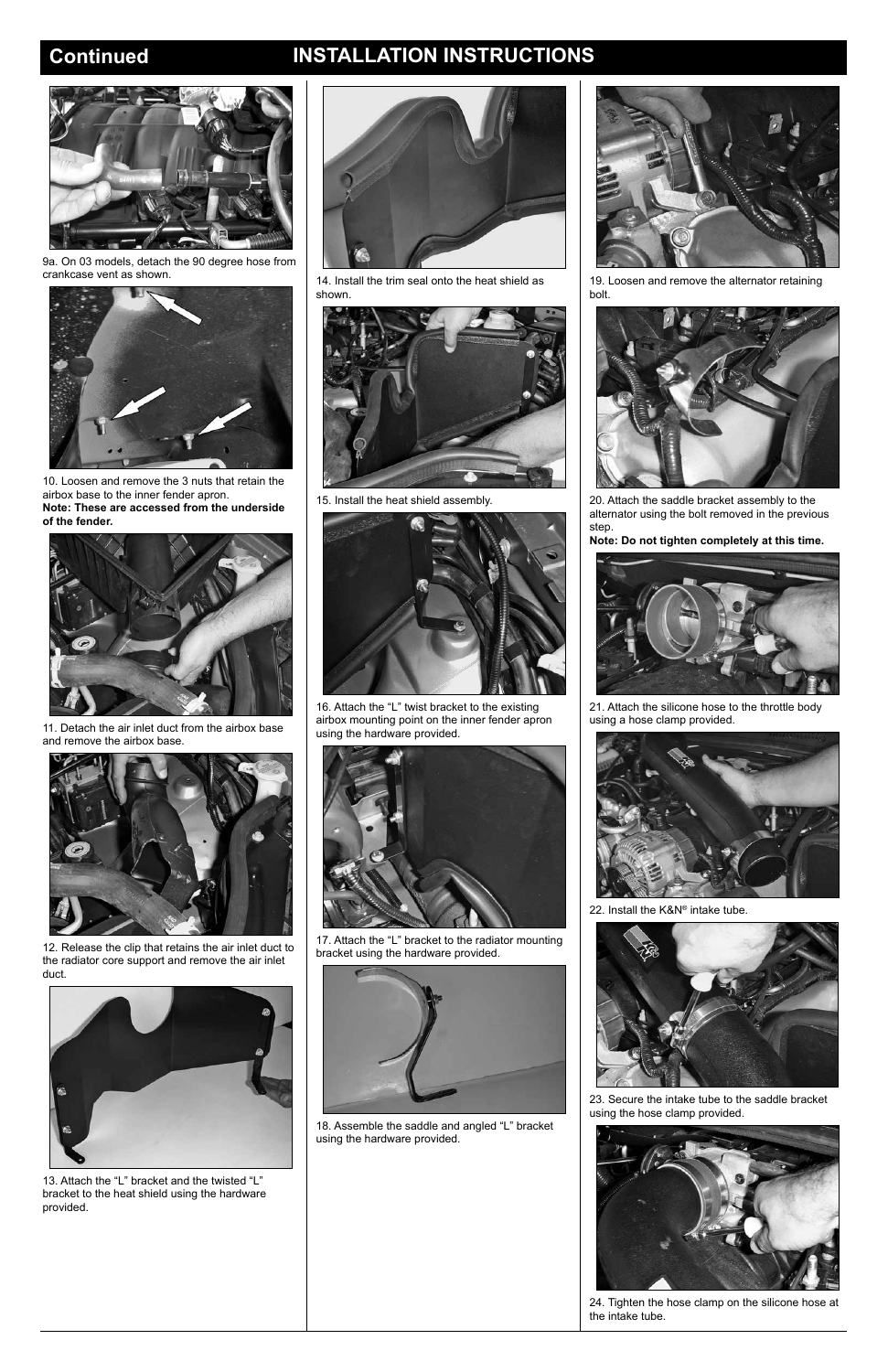## Continued INSTALLATION INSTRUCTIONS

9a. On 03 models, detach the 90 degree hose from crankcase vent as shown.

10. Loosen and remove the 3 nuts that retain the airbox base to the inner fender apron.
**Note: These are accessed from the underside of the fender.**

11. Detach the air inlet duct from the airbox base and remove the airbox base.

12. Release the clip that retains the air inlet duct to the radiator core support and remove the air inlet duct.

13. Attach the "L" bracket and the twisted "L" bracket to the heat shield using the hardware provided.

14. Install the trim seal onto the heat shield as shown.

15. Install the heat shield assembly.

16. Attach the "L" twist bracket to the existing airbox mounting point on the inner fender apron using the hardware provided.

17. Attach the "L" bracket to the radiator mounting bracket using the hardware provided.

18. Assemble the saddle and angled "L" bracket using the hardware provided.

19. Loosen and remove the alternator retaining bolt.

20. Attach the saddle bracket assembly to the alternator using the bolt removed in the previous step.
**Note: Do not tighten completely at this time.**

21. Attach the silicone hose to the throttle body using a hose clamp provided.

22. Install the K&N® intake tube.

23. Secure the intake tube to the saddle bracket using the hose clamp provided.

24. Tighten the hose clamp on the silicone hose at the intake tube.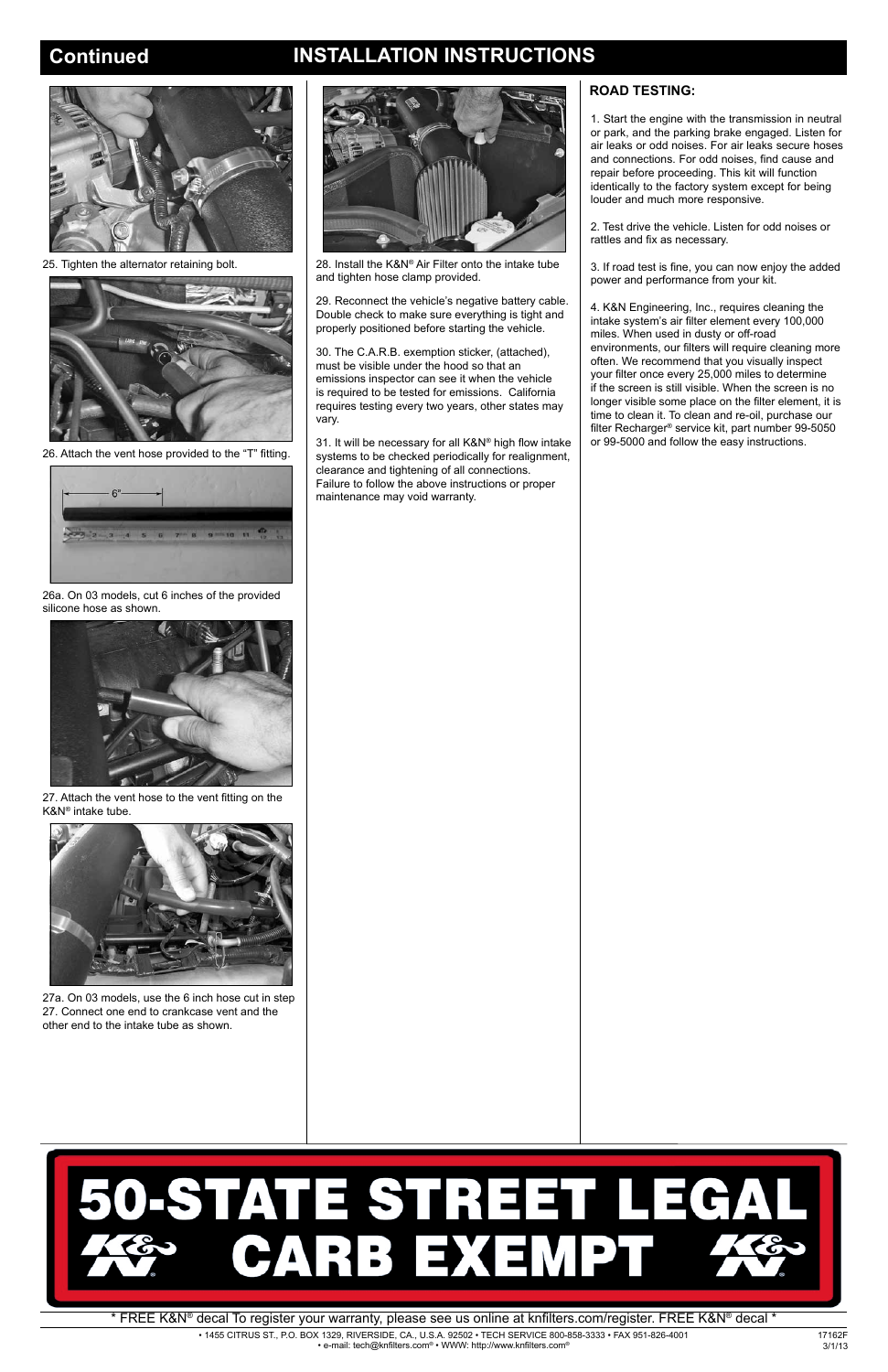## Continued INSTALLATION INSTRUCTIONS

25. Tighten the alternator retaining bolt.

26. Attach the vent hose provided to the “T” fitting.

6”

26a. On 03 models, cut 6 inches of the provided silicone hose as shown.

27. Attach the vent hose to the vent fitting on the K&N® intake tube.

27a. On 03 models, use the 6 inch hose cut in step 27. Connect one end to crankcase vent and the other end to the intake tube as shown.

28. Install the K&N® Air Filter onto the intake tube and tighten hose clamp provided.

29. Reconnect the vehicle’s negative battery cable. Double check to make sure everything is tight and properly positioned before starting the vehicle.

30. The C.A.R.B. exemption sticker, (attached), must be visible under the hood so that an emissions inspector can see it when the vehicle is required to be tested for emissions. California requires testing every two years, other states may vary.

31. It will be necessary for all K&N® high flow intake systems to be checked periodically for realignment, clearance and tightening of all connections. Failure to follow the above instructions or proper maintenance may void warranty.

### ROAD TESTING:

1. Start the engine with the transmission in neutral or park, and the parking brake engaged. Listen for air leaks or odd noises. For air leaks secure hoses and connections. For odd noises, find cause and repair before proceeding. This kit will function identically to the factory system except for being louder and much more responsive.

2. Test drive the vehicle. Listen for odd noises or rattles and fix as necessary.

3. If road test is fine, you can now enjoy the added power and performance from your kit.

4. K&N Engineering, Inc., requires cleaning the intake system’s air filter element every 100,000 miles. When used in dusty or off-road environments, our filters will require cleaning more often. We recommend that you visually inspect your filter once every 25,000 miles to determine if the screen is still visible. When the screen is no longer visible some place on the filter element, it is time to clean it. To clean and re-oil, purchase our filter Recharger® service kit, part number 99-5050 or 99-5000 and follow the easy instructions.

**50-STATE STREET LEGAL**
**CARB EXEMPT**

\* FREE K&N® decal To register your warranty, please see us online at knfilters.com/register. FREE K&N® decal \*

• 1455 CITRUS ST., P.O. BOX 1329, RIVERSIDE, CA., U.S.A. 92502 • TECH SERVICE 800-858-3333 • FAX 951-826-4001
• e-mail: tech@knfilters.com® • WWW: http://www.knfilters.com®

17162F
3/1/13